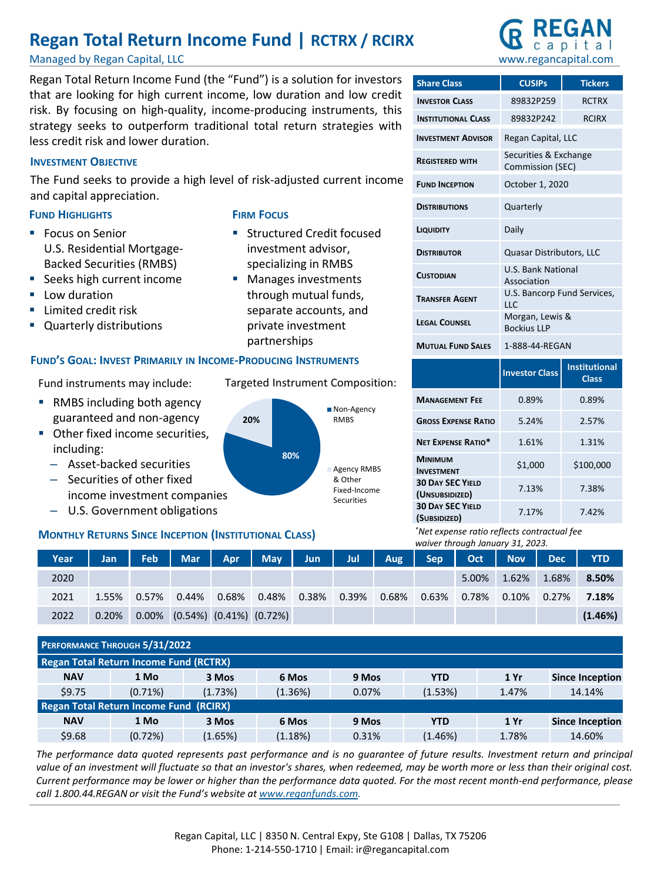# Regan Total Return Income Fund | RCTRX / RCIRX

Managed by Regan Capital, LLC

REGAN capital
www.regancapital.com

Regan Total Return Income Fund (the "Fund") is a solution for investors that are looking for high current income, low duration and low credit risk. By focusing on high-quality, income-producing instruments, this strategy seeks to outperform traditional total return strategies with less credit risk and lower duration.

### Investment Objective

The Fund seeks to provide a high level of risk-adjusted current income and capital appreciation.

### Fund Highlights

- Focus on Senior U.S. Residential Mortgage-Backed Securities (RMBS)
- Seeks high current income
- Low duration
- Limited credit risk
- Quarterly distributions

### Firm Focus

- Structured Credit focused investment advisor, specializing in RMBS
- Manages investments through mutual funds, separate accounts, and private investment partnerships

### Fund's Goal: Invest Primarily in Income-Producing Instruments

Fund instruments may include:

- RMBS including both agency guaranteed and non-agency
- Other fixed income securities, including:
  - Asset-backed securities
  - Securities of other fixed income investment companies
  - U.S. Government obligations

Targeted Instrument Composition:

- Non-Agency RMBS: 80%
- Agency RMBS & Other Fixed-Income Securities: 20%

| Share Class | CUSIPs | Tickers |
|---|---|---|
| Investor Class | 89832P259 | RCTRX |
| Institutional Class | 89832P242 | RCIRX |
| Investment Advisor | Regan Capital, LLC | |
| Registered with | Securities & Exchange Commission (SEC) | |
| Fund Inception | October 1, 2020 | |
| Distributions | Quarterly | |
| Liquidity | Daily | |
| Distributor | Quasar Distributors, LLC | |
| Custodian | U.S. Bank National Association | |
| Transfer Agent | U.S. Bancorp Fund Services, LLC | |
| Legal Counsel | Morgan, Lewis & Bockius LLP | |
| Mutual Fund Sales | 1-888-44-REGAN | |

| | Investor Class | Institutional Class |
|---|---|---|
| Management Fee | 0.89% | 0.89% |
| Gross Expense Ratio | 5.24% | 2.57% |
| Net Expense Ratio* | 1.61% | 1.31% |
| Minimum Investment | $1,000 | $100,000 |
| 30 Day SEC Yield (Unsubsidized) | 7.13% | 7.38% |
| 30 Day SEC Yield (Subsidized) | 7.17% | 7.42% |

*Net expense ratio reflects contractual fee waiver through January 31, 2023.*

### Monthly Returns Since Inception (Institutional Class)

| Year | Jan | Feb | Mar | Apr | May | Jun | Jul | Aug | Sep | Oct | Nov | Dec | YTD |
|---|---|---|---|---|---|---|---|---|---|---|---|---|---|
| 2020 | | | | | | | | | | 5.00% | 1.62% | 1.68% | **8.50%** |
| 2021 | 1.55% | 0.57% | 0.44% | 0.68% | 0.48% | 0.38% | 0.39% | 0.68% | 0.63% | 0.78% | 0.10% | 0.27% | **7.18%** |
| 2022 | 0.20% | 0.00% | (0.54%) | (0.41%) | (0.72%) | | | | | | | | **(1.46%)** |

| Performance Through 5/31/2022 | | | | | | | |
|---|---|---|---|---|---|---|---|
| **Regan Total Return Income Fund (RCTRX)** | | | | | | | |
| **NAV** | **1 Mo** | **3 Mos** | **6 Mos** | **9 Mos** | **YTD** | **1 Yr** | **Since Inception** |
| $9.75 | (0.71%) | (1.73%) | (1.36%) | 0.07% | (1.53%) | 1.47% | 14.14% |
| **Regan Total Return Income Fund (RCIRX)** | | | | | | | |
| **NAV** | **1 Mo** | **3 Mos** | **6 Mos** | **9 Mos** | **YTD** | **1 Yr** | **Since Inception** |
| $9.68 | (0.72%) | (1.65%) | (1.18%) | 0.31% | (1.46%) | 1.78% | 14.60% |

*The performance data quoted represents past performance and is no guarantee of future results. Investment return and principal value of an investment will fluctuate so that an investor's shares, when redeemed, may be worth more or less than their original cost. Current performance may be lower or higher than the performance data quoted. For the most recent month-end performance, please call 1.800.44.REGAN or visit the Fund's website at www.reganfunds.com.*

Regan Capital, LLC | 8350 N. Central Expy, Ste G108 | Dallas, TX 75206
Phone: 1-214-550-1710 | Email: ir@regancapital.com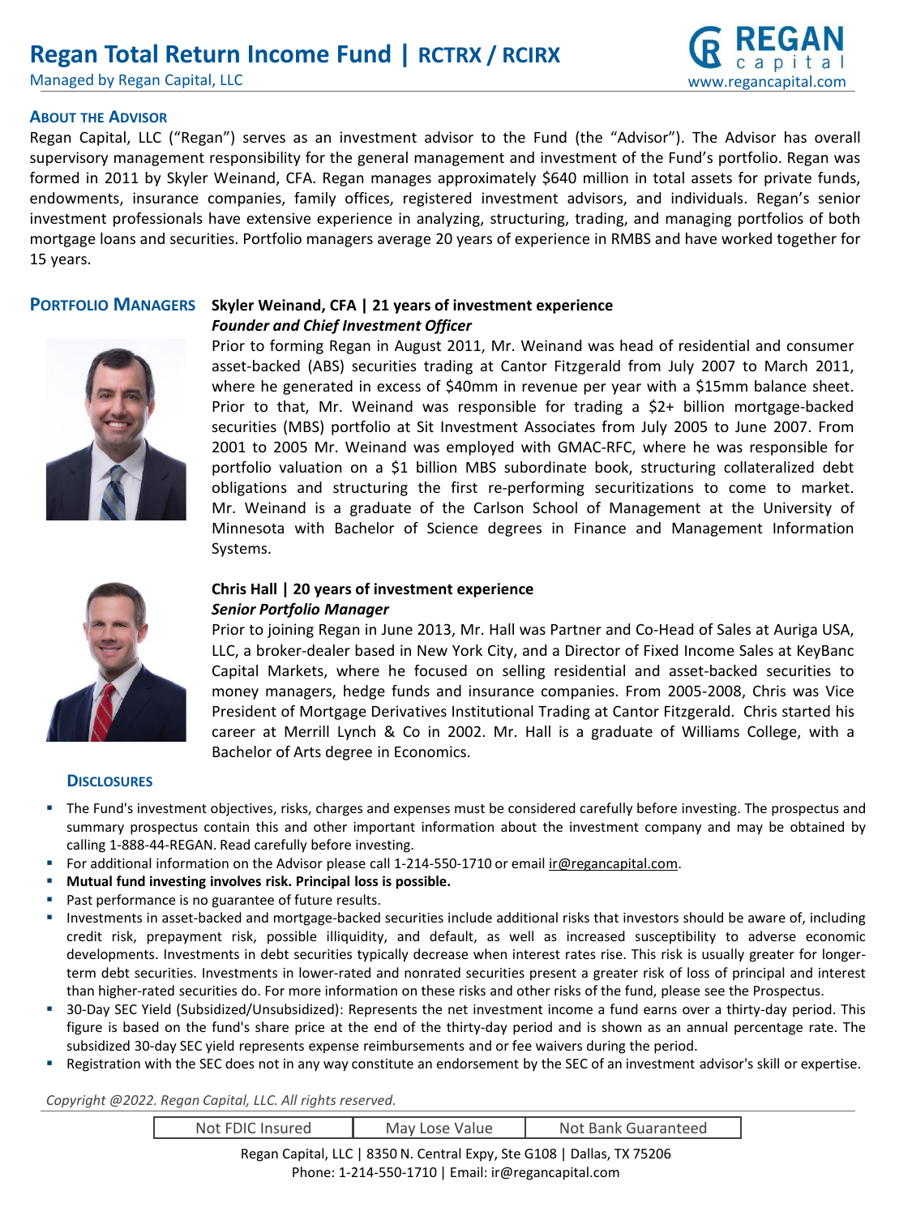# Regan Total Return Income Fund | RCTRX / RCIRX

Managed by Regan Capital, LLC

www.regancapital.com

## About the Advisor

Regan Capital, LLC ("Regan") serves as an investment advisor to the Fund (the "Advisor"). The Advisor has overall supervisory management responsibility for the general management and investment of the Fund's portfolio. Regan was formed in 2011 by Skyler Weinand, CFA. Regan manages approximately $640 million in total assets for private funds, endowments, insurance companies, family offices, registered investment advisors, and individuals. Regan's senior investment professionals have extensive experience in analyzing, structuring, trading, and managing portfolios of both mortgage loans and securities. Portfolio managers average 20 years of experience in RMBS and have worked together for 15 years.

## Portfolio Managers

**Skyler Weinand, CFA | 21 years of investment experience**

***Founder and Chief Investment Officer***

Prior to forming Regan in August 2011, Mr. Weinand was head of residential and consumer asset-backed (ABS) securities trading at Cantor Fitzgerald from July 2007 to March 2011, where he generated in excess of $40mm in revenue per year with a $15mm balance sheet. Prior to that, Mr. Weinand was responsible for trading a $2+ billion mortgage-backed securities (MBS) portfolio at Sit Investment Associates from July 2005 to June 2007. From 2001 to 2005 Mr. Weinand was employed with GMAC-RFC, where he was responsible for portfolio valuation on a $1 billion MBS subordinate book, structuring collateralized debt obligations and structuring the first re-performing securitizations to come to market. Mr. Weinand is a graduate of the Carlson School of Management at the University of Minnesota with Bachelor of Science degrees in Finance and Management Information Systems.

**Chris Hall | 20 years of investment experience**

***Senior Portfolio Manager***

Prior to joining Regan in June 2013, Mr. Hall was Partner and Co-Head of Sales at Auriga USA, LLC, a broker-dealer based in New York City, and a Director of Fixed Income Sales at KeyBanc Capital Markets, where he focused on selling residential and asset-backed securities to money managers, hedge funds and insurance companies. From 2005-2008, Chris was Vice President of Mortgage Derivatives Institutional Trading at Cantor Fitzgerald. Chris started his career at Merrill Lynch & Co in 2002. Mr. Hall is a graduate of Williams College, with a Bachelor of Arts degree in Economics.

## Disclosures

- The Fund's investment objectives, risks, charges and expenses must be considered carefully before investing. The prospectus and summary prospectus contain this and other important information about the investment company and may be obtained by calling 1-888-44-REGAN. Read carefully before investing.
- For additional information on the Advisor please call 1-214-550-1710 or email ir@regancapital.com.
- **Mutual fund investing involves risk. Principal loss is possible.**
- Past performance is no guarantee of future results.
- Investments in asset-backed and mortgage-backed securities include additional risks that investors should be aware of, including credit risk, prepayment risk, possible illiquidity, and default, as well as increased susceptibility to adverse economic developments. Investments in debt securities typically decrease when interest rates rise. This risk is usually greater for longer-term debt securities. Investments in lower-rated and nonrated securities present a greater risk of loss of principal and interest than higher-rated securities do. For more information on these risks and other risks of the fund, please see the Prospectus.
- 30-Day SEC Yield (Subsidized/Unsubsidized): Represents the net investment income a fund earns over a thirty-day period. This figure is based on the fund's share price at the end of the thirty-day period and is shown as an annual percentage rate. The subsidized 30-day SEC yield represents expense reimbursements and or fee waivers during the period.
- Registration with the SEC does not in any way constitute an endorsement by the SEC of an investment advisor's skill or expertise.

*Copyright @2022. Regan Capital, LLC. All rights reserved.*

| Not FDIC Insured | May Lose Value | Not Bank Guaranteed |
| --- | --- | --- |

Regan Capital, LLC | 8350 N. Central Expy, Ste G108 | Dallas, TX 75206

Phone: 1-214-550-1710 | Email: ir@regancapital.com